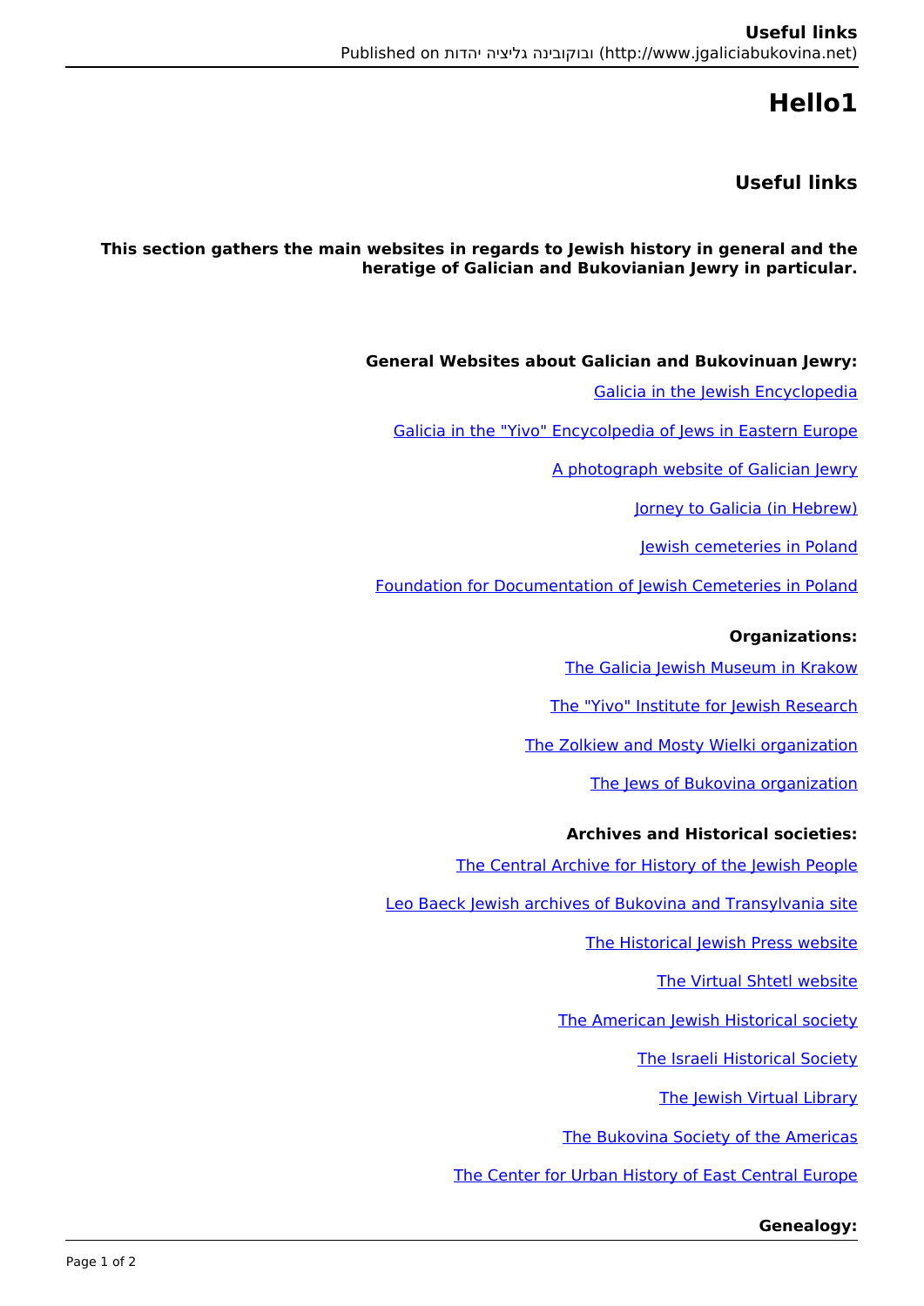# Hello1

## Useful links

**This section gathers the main websites in regards to Jewish history in general and the heratige of Galician and Bukovianian Jewry in particular.**

**General Websites about Galician and Bukovinuan Jewry:**

Galicia in the Jewish Encyclopedia

Galicia in the "Yivo" Encycolpedia of Jews in Eastern Europe

A photograph website of Galician Jewry

Jorney to Galicia (in Hebrew)

Jewish cemeteries in Poland

Foundation for Documentation of Jewish Cemeteries in Poland

**Organizations:**

The Galicia Jewish Museum in Krakow

The "Yivo" Institute for Jewish Research

The Zolkiew and Mosty Wielki organization

The Jews of Bukovina organization

**Archives and Historical societies:**

The Central Archive for History of the Jewish People

Leo Baeck Jewish archives of Bukovina and Transylvania site

The Historical Jewish Press website

The Virtual Shtetl website

The American Jewish Historical society

The Israeli Historical Society

The Jewish Virtual Library

The Bukovina Society of the Americas

The Center for Urban History of East Central Europe

**Genealogy:**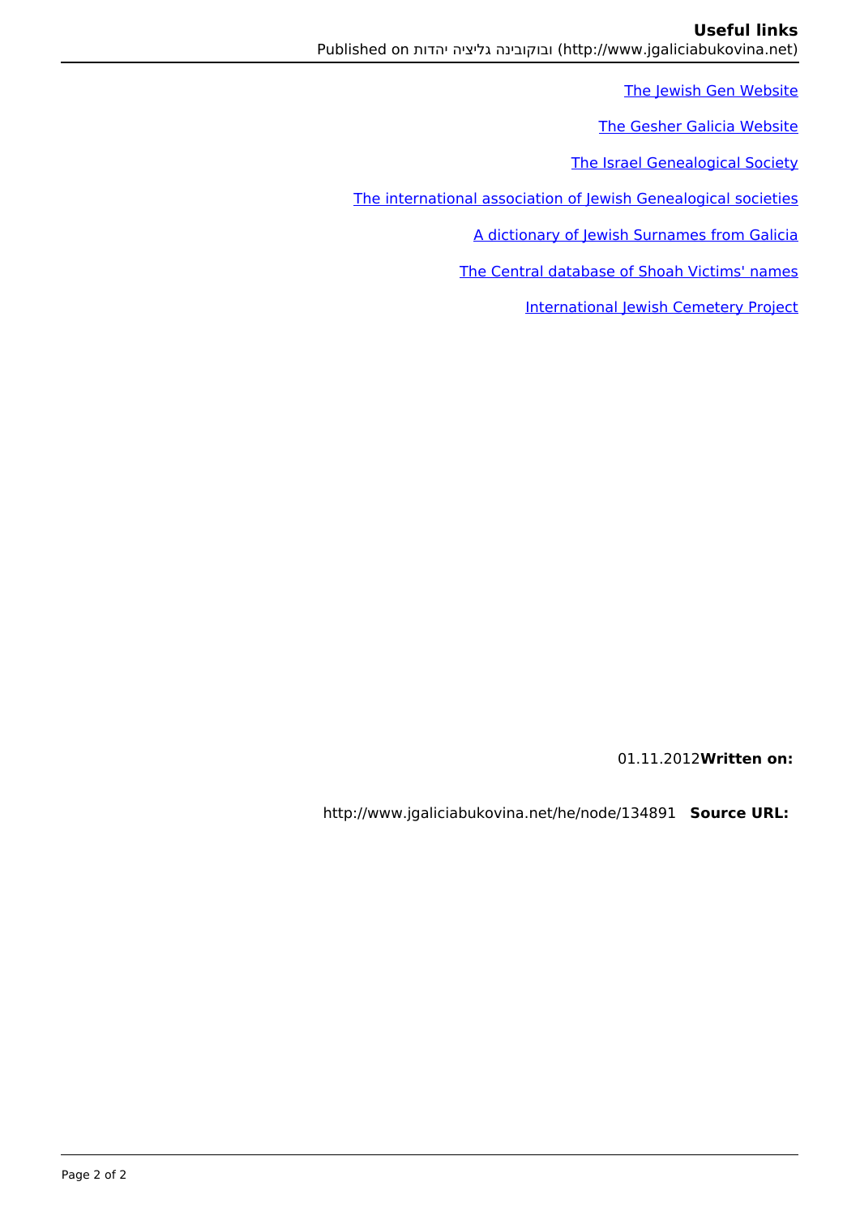[The Jewish Gen Website]

[The Gesher Galicia Website]

[The Israel Genealogical Society]

[The international association of Jewish Genealogical societies]

[A dictionary of Jewish Surnames from Galicia]

[The Central database of Shoah Victims' names]

[International Jewish Cemetery Project]

**Written on:** 01.11.2012

**Source URL:** http://www.jgaliciabukovina.net/he/node/134891